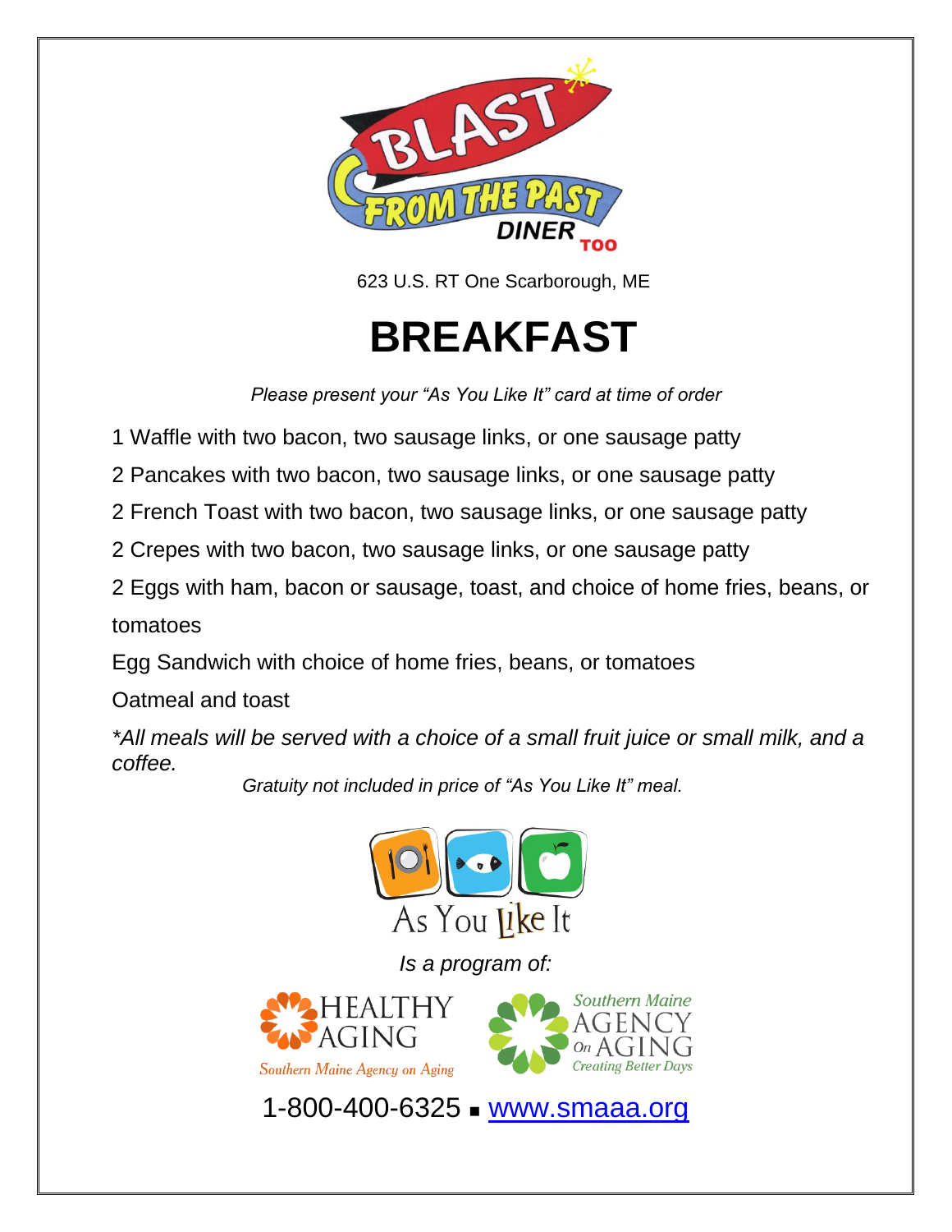BLAST FROM THE PAST DINER TOO

623 U.S. RT One Scarborough, ME

# BREAKFAST

*Please present your "As You Like It" card at time of order*

1 Waffle with two bacon, two sausage links, or one sausage patty

2 Pancakes with two bacon, two sausage links, or one sausage patty

2 French Toast with two bacon, two sausage links, or one sausage patty

2 Crepes with two bacon, two sausage links, or one sausage patty

2 Eggs with ham, bacon or sausage, toast, and choice of home fries, beans, or tomatoes

Egg Sandwich with choice of home fries, beans, or tomatoes

Oatmeal and toast

**\*All meals will be served with a choice of a small fruit juice or small milk, and a coffee.**

*Gratuity not included in price of "As You Like It" meal.*

As You Like It

*Is a program of:*

HEALTHY AGING Southern Maine Agency on Aging

Southern Maine AGENCY On AGING Creating Better Days

1-800-400-6325 ▪ www.smaaa.org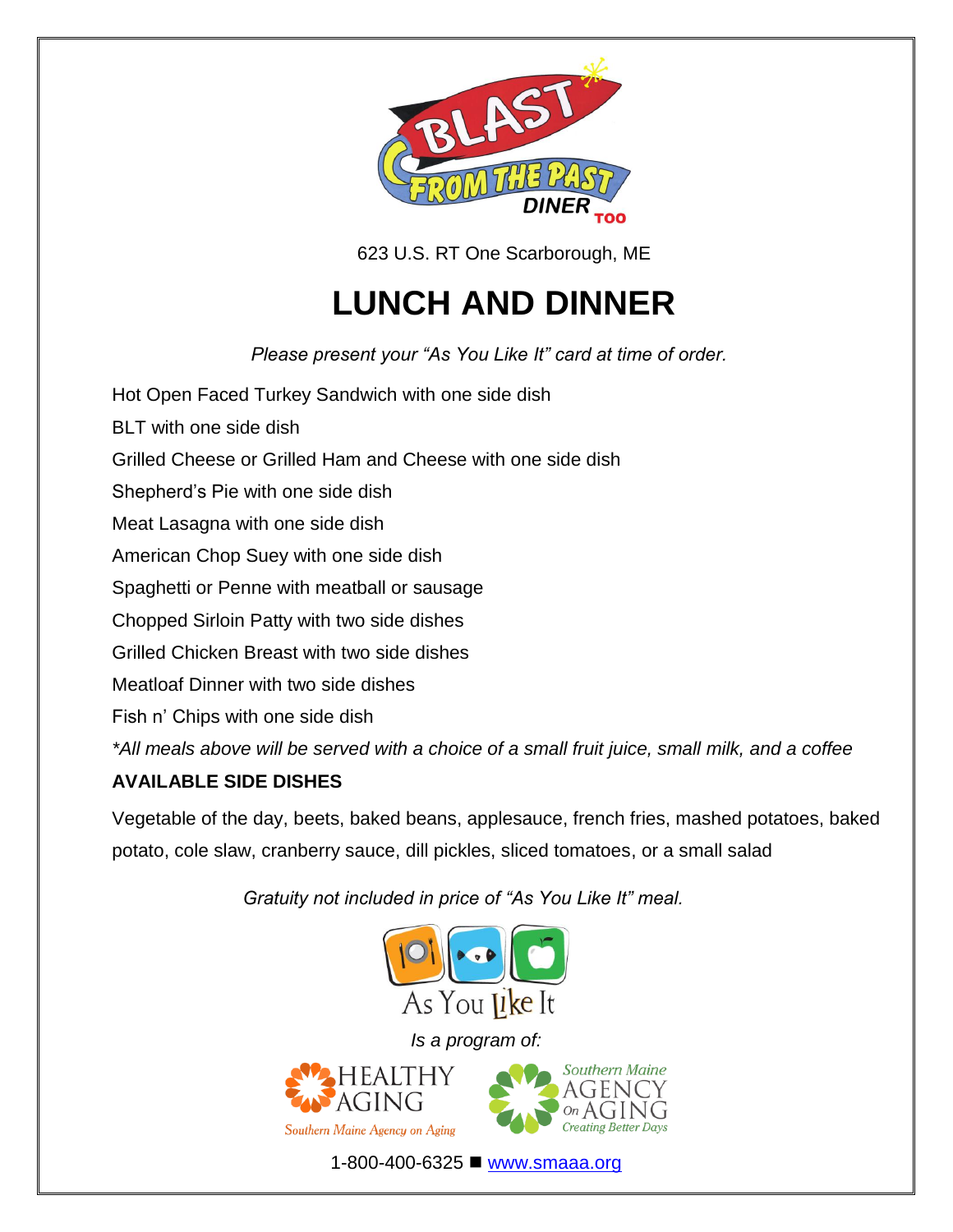623 U.S. RT One Scarborough, ME

# LUNCH AND DINNER

*Please present your "As You Like It" card at time of order.*

Hot Open Faced Turkey Sandwich with one side dish

BLT with one side dish

Grilled Cheese or Grilled Ham and Cheese with one side dish

Shepherd's Pie with one side dish

Meat Lasagna with one side dish

American Chop Suey with one side dish

Spaghetti or Penne with meatball or sausage

Chopped Sirloin Patty with two side dishes

Grilled Chicken Breast with two side dishes

Meatloaf Dinner with two side dishes

Fish n' Chips with one side dish

**AVAILABLE SIDE DISHES**

*\*All meals above will be served with a choice of a small fruit juice, small milk, and a coffee*

Vegetable of the day, beets, baked beans, applesauce, french fries, mashed potatoes, baked potato, cole slaw, cranberry sauce, dill pickles, sliced tomatoes, or a small salad

*Gratuity not included in price of "As You Like It" meal.*

As You Like It

*Is a program of:*

HEALTHY AGING Southern Maine Agency on Aging

Southern Maine AGENCY On AGING Creating Better Days

1-800-400-6325 ■ www.smaaa.org